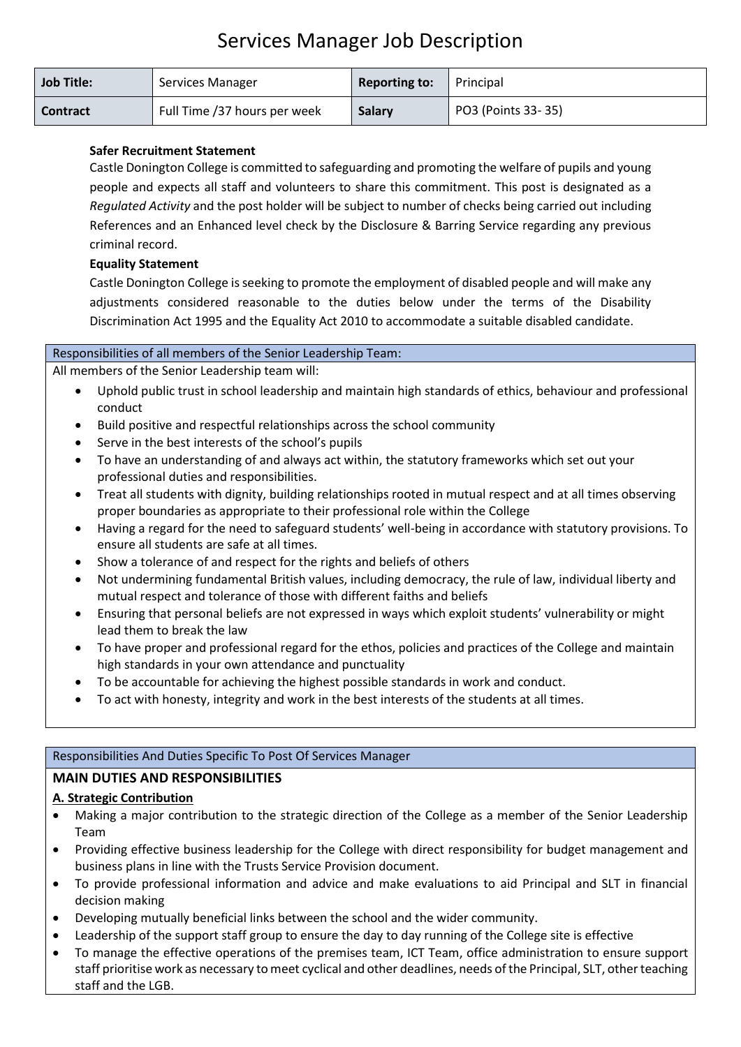# Services Manager Job Description

| **Job Title:** | Services Manager | **Reporting to:** | Principal |
|---|---|---|---|
| **Contract** | Full Time /37 hours per week | **Salary** | PO3 (Points 33- 35) |

**Safer Recruitment Statement**

Castle Donington College is committed to safeguarding and promoting the welfare of pupils and young people and expects all staff and volunteers to share this commitment. This post is designated as a *Regulated Activity* and the post holder will be subject to number of checks being carried out including References and an Enhanced level check by the Disclosure & Barring Service regarding any previous criminal record.

**Equality Statement**

Castle Donington College is seeking to promote the employment of disabled people and will make any adjustments considered reasonable to the duties below under the terms of the Disability Discrimination Act 1995 and the Equality Act 2010 to accommodate a suitable disabled candidate.

## Responsibilities of all members of the Senior Leadership Team:

All members of the Senior Leadership team will:

- Uphold public trust in school leadership and maintain high standards of ethics, behaviour and professional conduct
- Build positive and respectful relationships across the school community
- Serve in the best interests of the school's pupils
- To have an understanding of and always act within, the statutory frameworks which set out your professional duties and responsibilities.
- Treat all students with dignity, building relationships rooted in mutual respect and at all times observing proper boundaries as appropriate to their professional role within the College
- Having a regard for the need to safeguard students' well-being in accordance with statutory provisions. To ensure all students are safe at all times.
- Show a tolerance of and respect for the rights and beliefs of others
- Not undermining fundamental British values, including democracy, the rule of law, individual liberty and mutual respect and tolerance of those with different faiths and beliefs
- Ensuring that personal beliefs are not expressed in ways which exploit students' vulnerability or might lead them to break the law
- To have proper and professional regard for the ethos, policies and practices of the College and maintain high standards in your own attendance and punctuality
- To be accountable for achieving the highest possible standards in work and conduct.
- To act with honesty, integrity and work in the best interests of the students at all times.

## Responsibilities And Duties Specific To Post Of Services Manager

### MAIN DUTIES AND RESPONSIBILITIES

**A. Strategic Contribution**

- Making a major contribution to the strategic direction of the College as a member of the Senior Leadership Team
- Providing effective business leadership for the College with direct responsibility for budget management and business plans in line with the Trusts Service Provision document.
- To provide professional information and advice and make evaluations to aid Principal and SLT in financial decision making
- Developing mutually beneficial links between the school and the wider community.
- Leadership of the support staff group to ensure the day to day running of the College site is effective
- To manage the effective operations of the premises team, ICT Team, office administration to ensure support staff prioritise work as necessary to meet cyclical and other deadlines, needs of the Principal, SLT, other teaching staff and the LGB.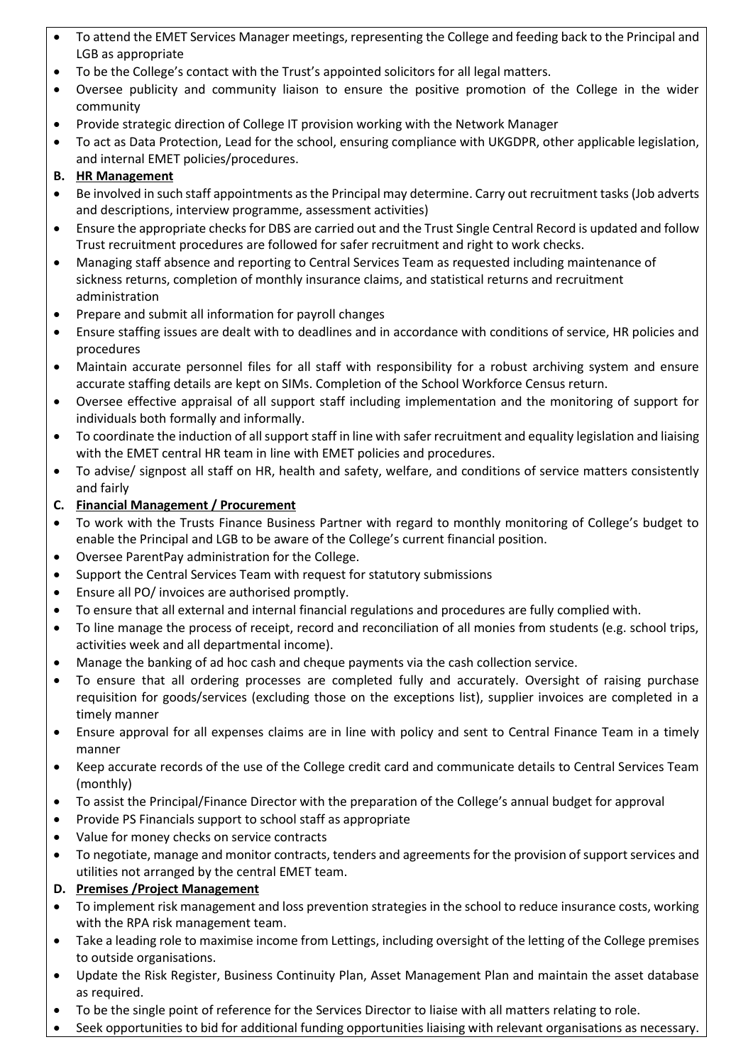- To attend the EMET Services Manager meetings, representing the College and feeding back to the Principal and LGB as appropriate
- To be the College's contact with the Trust's appointed solicitors for all legal matters.
- Oversee publicity and community liaison to ensure the positive promotion of the College in the wider community
- Provide strategic direction of College IT provision working with the Network Manager
- To act as Data Protection, Lead for the school, ensuring compliance with UKGDPR, other applicable legislation, and internal EMET policies/procedures.

**B. <u>HR Management</u>**

- Be involved in such staff appointments as the Principal may determine. Carry out recruitment tasks (Job adverts and descriptions, interview programme, assessment activities)
- Ensure the appropriate checks for DBS are carried out and the Trust Single Central Record is updated and follow Trust recruitment procedures are followed for safer recruitment and right to work checks.
- Managing staff absence and reporting to Central Services Team as requested including maintenance of sickness returns, completion of monthly insurance claims, and statistical returns and recruitment administration
- Prepare and submit all information for payroll changes
- Ensure staffing issues are dealt with to deadlines and in accordance with conditions of service, HR policies and procedures
- Maintain accurate personnel files for all staff with responsibility for a robust archiving system and ensure accurate staffing details are kept on SIMs. Completion of the School Workforce Census return.
- Oversee effective appraisal of all support staff including implementation and the monitoring of support for individuals both formally and informally.
- To coordinate the induction of all support staff in line with safer recruitment and equality legislation and liaising with the EMET central HR team in line with EMET policies and procedures.
- To advise/ signpost all staff on HR, health and safety, welfare, and conditions of service matters consistently and fairly

**C. <u>Financial Management / Procurement</u>**

- To work with the Trusts Finance Business Partner with regard to monthly monitoring of College's budget to enable the Principal and LGB to be aware of the College's current financial position.
- Oversee ParentPay administration for the College.
- Support the Central Services Team with request for statutory submissions
- Ensure all PO/ invoices are authorised promptly.
- To ensure that all external and internal financial regulations and procedures are fully complied with.
- To line manage the process of receipt, record and reconciliation of all monies from students (e.g. school trips, activities week and all departmental income).
- Manage the banking of ad hoc cash and cheque payments via the cash collection service.
- To ensure that all ordering processes are completed fully and accurately. Oversight of raising purchase requisition for goods/services (excluding those on the exceptions list), supplier invoices are completed in a timely manner
- Ensure approval for all expenses claims are in line with policy and sent to Central Finance Team in a timely manner
- Keep accurate records of the use of the College credit card and communicate details to Central Services Team (monthly)
- To assist the Principal/Finance Director with the preparation of the College's annual budget for approval
- Provide PS Financials support to school staff as appropriate
- Value for money checks on service contracts
- To negotiate, manage and monitor contracts, tenders and agreements for the provision of support services and utilities not arranged by the central EMET team.

**D. <u>Premises /Project Management</u>**

- To implement risk management and loss prevention strategies in the school to reduce insurance costs, working with the RPA risk management team.
- Take a leading role to maximise income from Lettings, including oversight of the letting of the College premises to outside organisations.
- Update the Risk Register, Business Continuity Plan, Asset Management Plan and maintain the asset database as required.
- To be the single point of reference for the Services Director to liaise with all matters relating to role.
- Seek opportunities to bid for additional funding opportunities liaising with relevant organisations as necessary.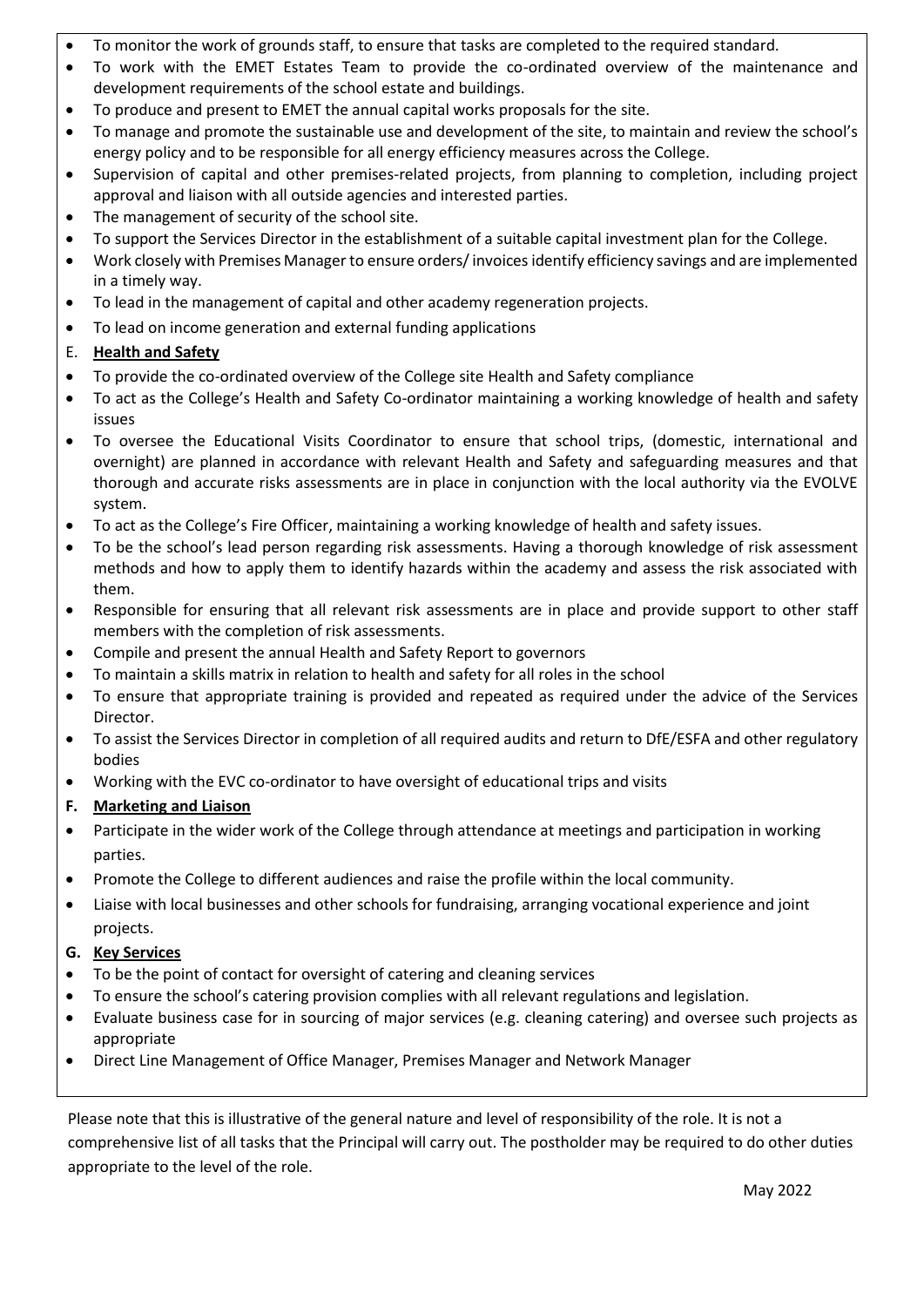- To monitor the work of grounds staff, to ensure that tasks are completed to the required standard.
- To work with the EMET Estates Team to provide the co-ordinated overview of the maintenance and development requirements of the school estate and buildings.
- To produce and present to EMET the annual capital works proposals for the site.
- To manage and promote the sustainable use and development of the site, to maintain and review the school's energy policy and to be responsible for all energy efficiency measures across the College.
- Supervision of capital and other premises-related projects, from planning to completion, including project approval and liaison with all outside agencies and interested parties.
- The management of security of the school site.
- To support the Services Director in the establishment of a suitable capital investment plan for the College.
- Work closely with Premises Manager to ensure orders/ invoices identify efficiency savings and are implemented in a timely way.
- To lead in the management of capital and other academy regeneration projects.
- To lead on income generation and external funding applications

E. **Health and Safety**

- To provide the co-ordinated overview of the College site Health and Safety compliance
- To act as the College's Health and Safety Co-ordinator maintaining a working knowledge of health and safety issues
- To oversee the Educational Visits Coordinator to ensure that school trips, (domestic, international and overnight) are planned in accordance with relevant Health and Safety and safeguarding measures and that thorough and accurate risks assessments are in place in conjunction with the local authority via the EVOLVE system.
- To act as the College's Fire Officer, maintaining a working knowledge of health and safety issues.
- To be the school's lead person regarding risk assessments. Having a thorough knowledge of risk assessment methods and how to apply them to identify hazards within the academy and assess the risk associated with them.
- Responsible for ensuring that all relevant risk assessments are in place and provide support to other staff members with the completion of risk assessments.
- Compile and present the annual Health and Safety Report to governors
- To maintain a skills matrix in relation to health and safety for all roles in the school
- To ensure that appropriate training is provided and repeated as required under the advice of the Services Director.
- To assist the Services Director in completion of all required audits and return to DfE/ESFA and other regulatory bodies
- Working with the EVC co-ordinator to have oversight of educational trips and visits

**F. Marketing and Liaison**

- Participate in the wider work of the College through attendance at meetings and participation in working parties.
- Promote the College to different audiences and raise the profile within the local community.
- Liaise with local businesses and other schools for fundraising, arranging vocational experience and joint projects.

**G. Key Services**

- To be the point of contact for oversight of catering and cleaning services
- To ensure the school's catering provision complies with all relevant regulations and legislation.
- Evaluate business case for in sourcing of major services (e.g. cleaning catering) and oversee such projects as appropriate
- Direct Line Management of Office Manager, Premises Manager and Network Manager

Please note that this is illustrative of the general nature and level of responsibility of the role. It is not a comprehensive list of all tasks that the Principal will carry out. The postholder may be required to do other duties appropriate to the level of the role.

May 2022